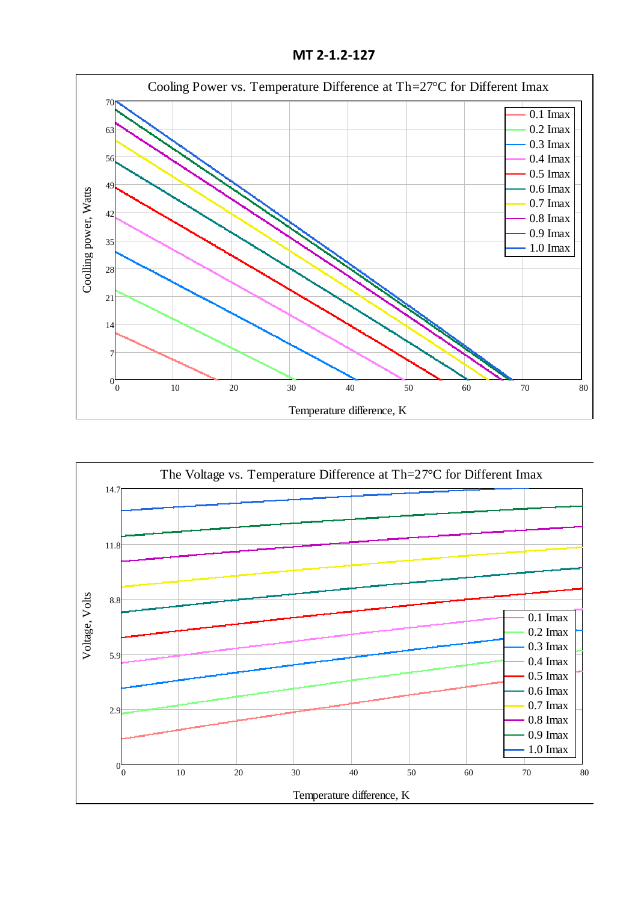# MT 2-1.2-127

Cooling Power vs. Temperature Difference at Th=27°C for Different Imax

Coolling power, Watts

Temperature difference, K

0.1 Imax
0.2 Imax
0.3 Imax
0.4 Imax
0.5 Imax
0.6 Imax
0.7 Imax
0.8 Imax
0.9 Imax
1.0 Imax

The Voltage vs. Temperature Difference at Th=27°C for Different Imax

Voltage, Volts

Temperature difference, K

0.1 Imax
0.2 Imax
0.3 Imax
0.4 Imax
0.5 Imax
0.6 Imax
0.7 Imax
0.8 Imax
0.9 Imax
1.0 Imax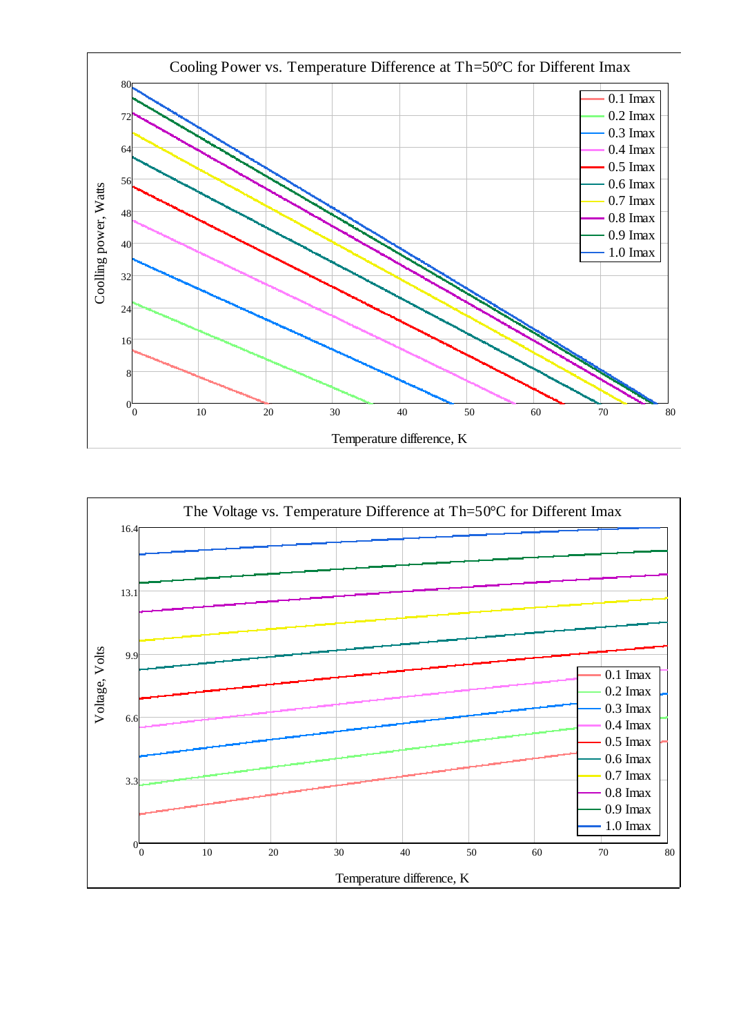Cooling Power vs. Temperature Difference at Th=50°C for Different Imax

Coolling power, Watts

80
72
64
56
48
40
32
24
16
8
0

0
10
20
30
40
50
60
70
80

Temperature difference, K

0.1 Imax
0.2 Imax
0.3 Imax
0.4 Imax
0.5 Imax
0.6 Imax
0.7 Imax
0.8 Imax
0.9 Imax
1.0 Imax

The Voltage vs. Temperature Difference at Th=50°C for Different Imax

Voltage, Volts

16.4
13.1
9.9
6.6
3.3
0

0
10
20
30
40
50
60
70
80

Temperature difference, K

0.1 Imax
0.2 Imax
0.3 Imax
0.4 Imax
0.5 Imax
0.6 Imax
0.7 Imax
0.8 Imax
0.9 Imax
1.0 Imax